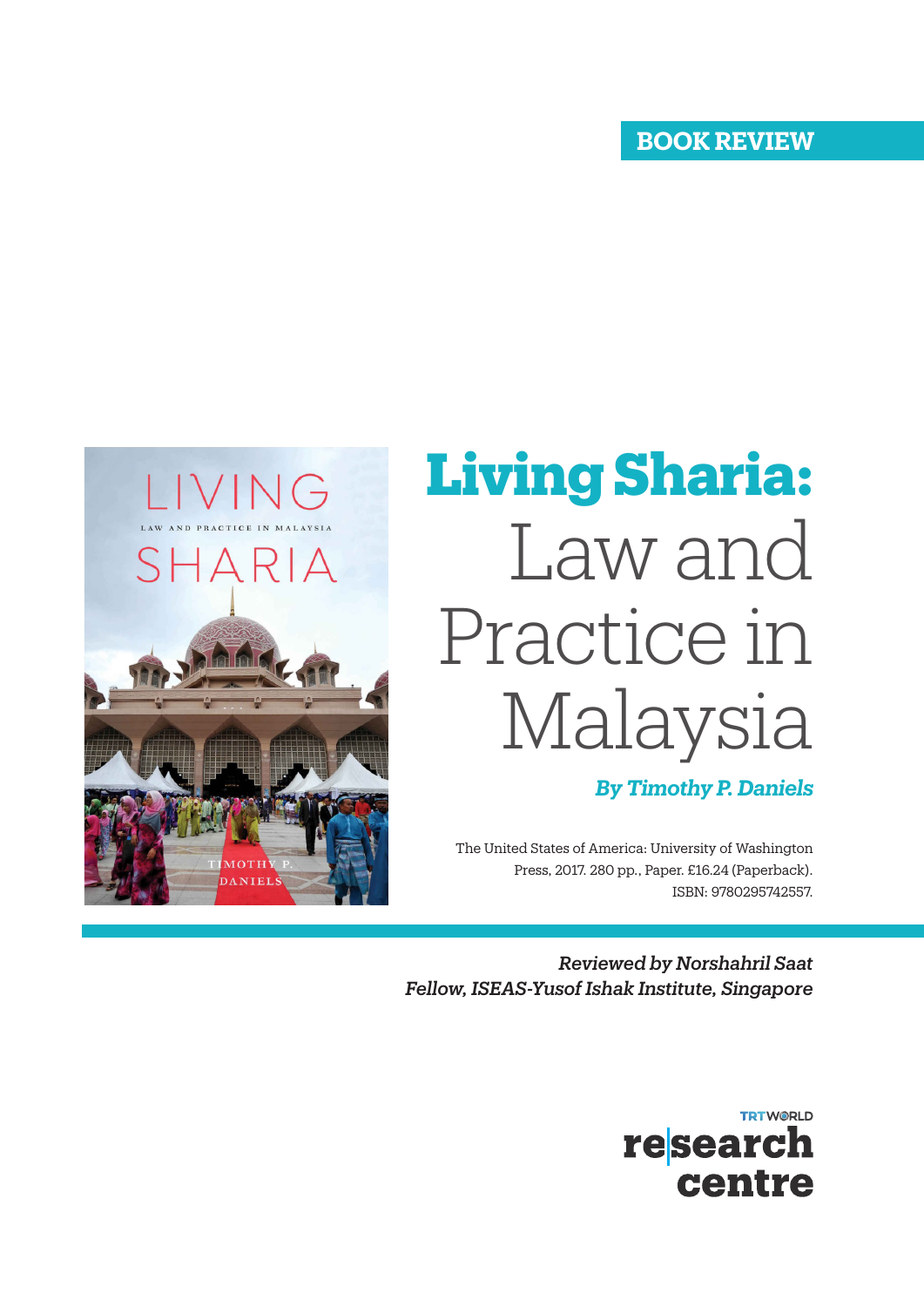BOOK REVIEW

# Living Sharia: Law and Practice in Malaysia

***By Timothy P. Daniels***

The United States of America: University of Washington Press, 2017. 280 pp., Paper. £16.24 (Paperback). ISBN: 9780295742557.

*Reviewed by Norshahril Saat*
*Fellow, ISEAS-Yusof Ishak Institute, Singapore*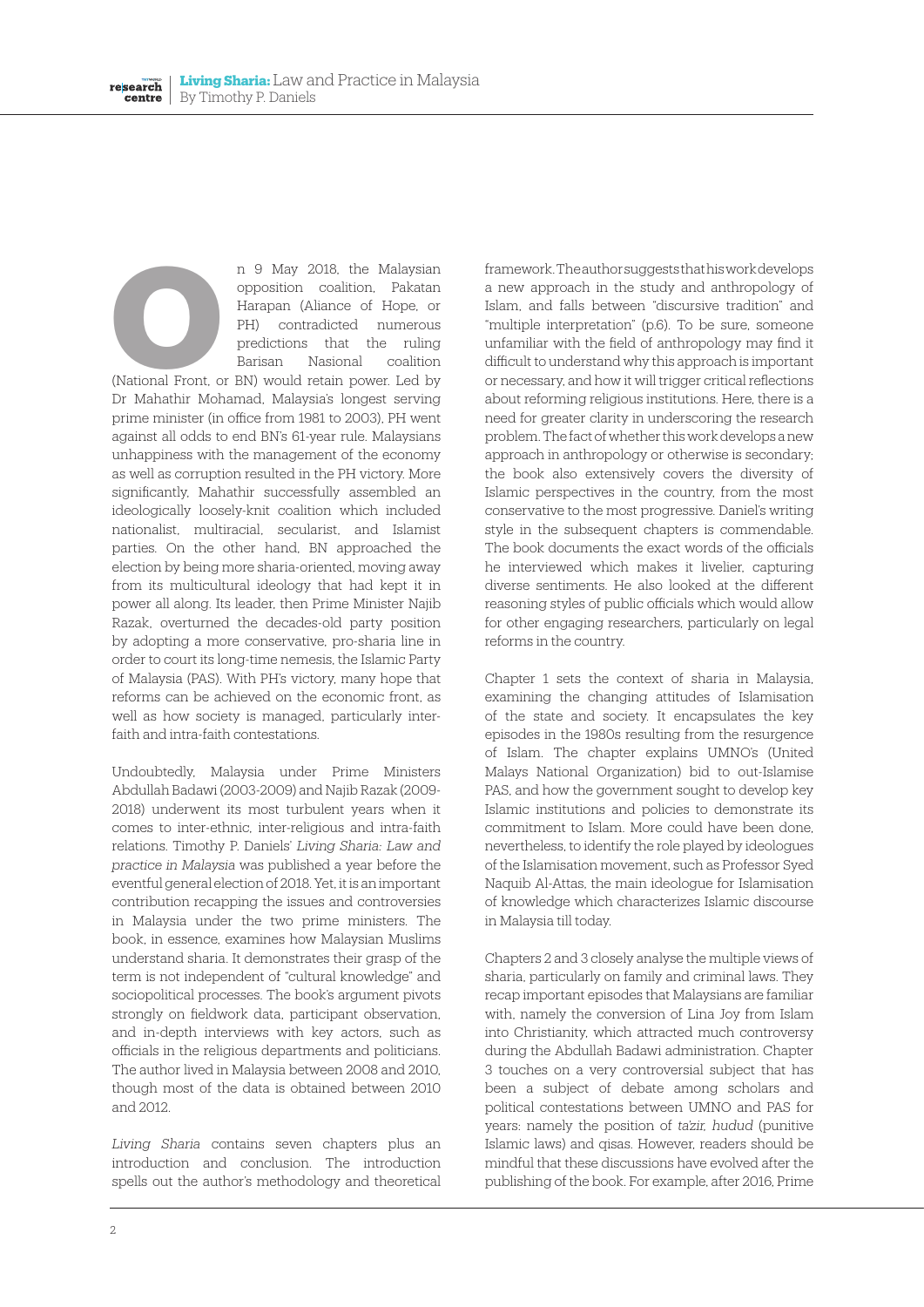On 9 May 2018, the Malaysian opposition coalition, Pakatan Harapan (Aliance of Hope, or PH) contradicted numerous predictions that the ruling Barisan Nasional coalition (National Front, or BN) would retain power. Led by Dr Mahathir Mohamad, Malaysia's longest serving prime minister (in office from 1981 to 2003), PH went against all odds to end BN's 61-year rule. Malaysians unhappiness with the management of the economy as well as corruption resulted in the PH victory. More significantly, Mahathir successfully assembled an ideologically loosely-knit coalition which included nationalist, multiracial, secularist, and Islamist parties. On the other hand, BN approached the election by being more sharia-oriented, moving away from its multicultural ideology that had kept it in power all along. Its leader, then Prime Minister Najib Razak, overturned the decades-old party position by adopting a more conservative, pro-sharia line in order to court its long-time nemesis, the Islamic Party of Malaysia (PAS). With PH's victory, many hope that reforms can be achieved on the economic front, as well as how society is managed, particularly inter-faith and intra-faith contestations.

Undoubtedly, Malaysia under Prime Ministers Abdullah Badawi (2003-2009) and Najib Razak (2009-2018) underwent its most turbulent years when it comes to inter-ethnic, inter-religious and intra-faith relations. Timothy P. Daniels' *Living Sharia: Law and practice in Malaysia* was published a year before the eventful general election of 2018. Yet, it is an important contribution recapping the issues and controversies in Malaysia under the two prime ministers. The book, in essence, examines how Malaysian Muslims understand sharia. It demonstrates their grasp of the term is not independent of "cultural knowledge" and sociopolitical processes. The book's argument pivots strongly on fieldwork data, participant observation, and in-depth interviews with key actors, such as officials in the religious departments and politicians. The author lived in Malaysia between 2008 and 2010, though most of the data is obtained between 2010 and 2012.

*Living Sharia* contains seven chapters plus an introduction and conclusion. The introduction spells out the author's methodology and theoretical framework. The author suggests that his work develops a new approach in the study and anthropology of Islam, and falls between "discursive tradition" and "multiple interpretation" (p.6). To be sure, someone unfamiliar with the field of anthropology may find it difficult to understand why this approach is important or necessary, and how it will trigger critical reflections about reforming religious institutions. Here, there is a need for greater clarity in underscoring the research problem. The fact of whether this work develops a new approach in anthropology or otherwise is secondary; the book also extensively covers the diversity of Islamic perspectives in the country, from the most conservative to the most progressive. Daniel's writing style in the subsequent chapters is commendable. The book documents the exact words of the officials he interviewed which makes it livelier, capturing diverse sentiments. He also looked at the different reasoning styles of public officials which would allow for other engaging researchers, particularly on legal reforms in the country.

Chapter 1 sets the context of sharia in Malaysia, examining the changing attitudes of Islamisation of the state and society. It encapsulates the key episodes in the 1980s resulting from the resurgence of Islam. The chapter explains UMNO's (United Malays National Organization) bid to out-Islamise PAS, and how the government sought to develop key Islamic institutions and policies to demonstrate its commitment to Islam. More could have been done, nevertheless, to identify the role played by ideologues of the Islamisation movement, such as Professor Syed Naquib Al-Attas, the main ideologue for Islamisation of knowledge which characterizes Islamic discourse in Malaysia till today.

Chapters 2 and 3 closely analyse the multiple views of sharia, particularly on family and criminal laws. They recap important episodes that Malaysians are familiar with, namely the conversion of Lina Joy from Islam into Christianity, which attracted much controversy during the Abdullah Badawi administration. Chapter 3 touches on a very controversial subject that has been a subject of debate among scholars and political contestations between UMNO and PAS for years: namely the position of *ta'zir, hudud* (punitive Islamic laws) and qisas. However, readers should be mindful that these discussions have evolved after the publishing of the book. For example, after 2016, Prime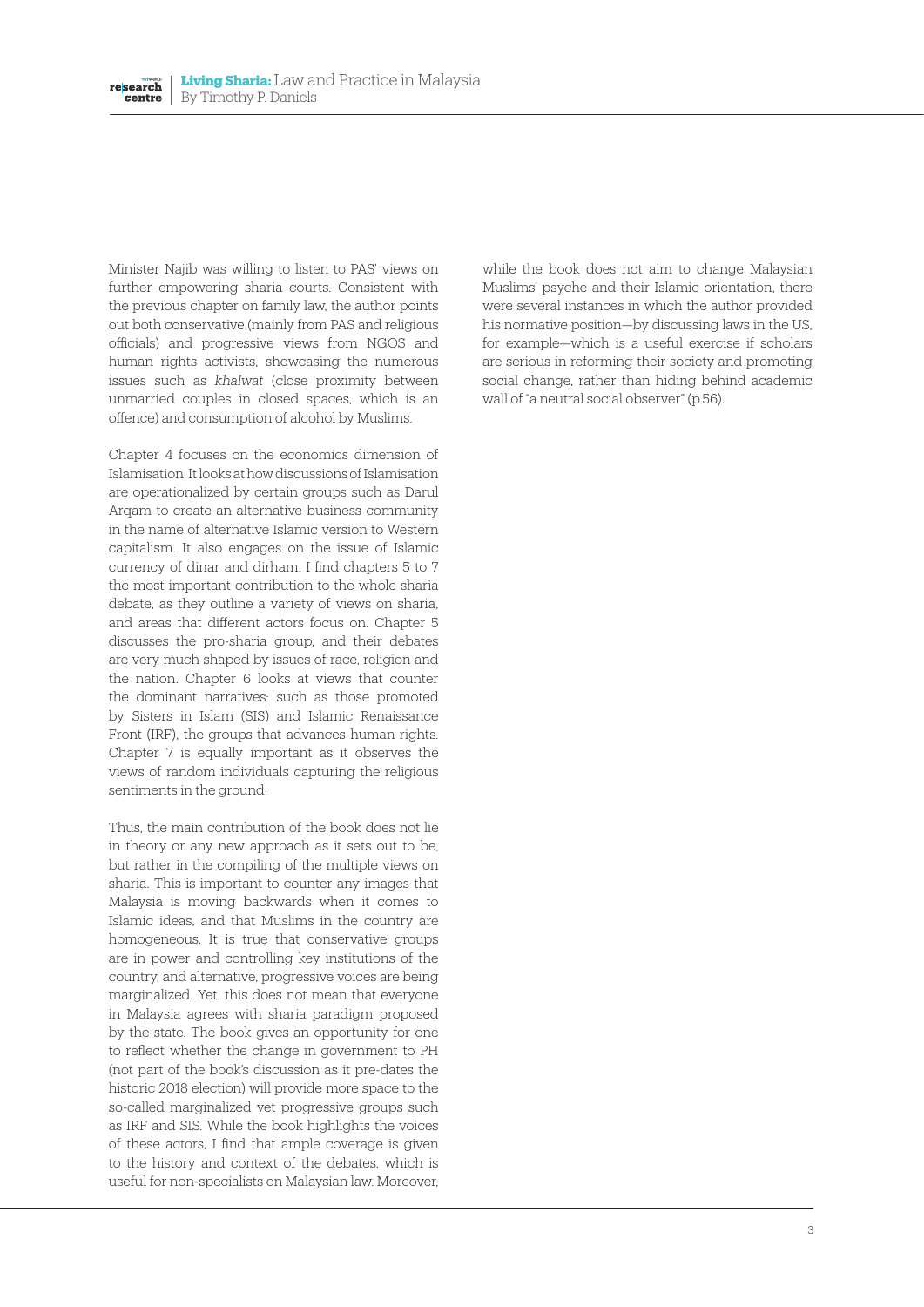Minister Najib was willing to listen to PAS' views on further empowering sharia courts. Consistent with the previous chapter on family law, the author points out both conservative (mainly from PAS and religious officials) and progressive views from NGOS and human rights activists, showcasing the numerous issues such as *khalwat* (close proximity between unmarried couples in closed spaces, which is an offence) and consumption of alcohol by Muslims.

Chapter 4 focuses on the economics dimension of Islamisation. It looks at how discussions of Islamisation are operationalized by certain groups such as Darul Arqam to create an alternative business community in the name of alternative Islamic version to Western capitalism. It also engages on the issue of Islamic currency of dinar and dirham. I find chapters 5 to 7 the most important contribution to the whole sharia debate, as they outline a variety of views on sharia, and areas that different actors focus on. Chapter 5 discusses the pro-sharia group, and their debates are very much shaped by issues of race, religion and the nation. Chapter 6 looks at views that counter the dominant narratives: such as those promoted by Sisters in Islam (SIS) and Islamic Renaissance Front (IRF), the groups that advances human rights. Chapter 7 is equally important as it observes the views of random individuals capturing the religious sentiments in the ground.

Thus, the main contribution of the book does not lie in theory or any new approach as it sets out to be, but rather in the compiling of the multiple views on sharia. This is important to counter any images that Malaysia is moving backwards when it comes to Islamic ideas, and that Muslims in the country are homogeneous. It is true that conservative groups are in power and controlling key institutions of the country, and alternative, progressive voices are being marginalized. Yet, this does not mean that everyone in Malaysia agrees with sharia paradigm proposed by the state. The book gives an opportunity for one to reflect whether the change in government to PH (not part of the book's discussion as it pre-dates the historic 2018 election) will provide more space to the so-called marginalized yet progressive groups such as IRF and SIS. While the book highlights the voices of these actors, I find that ample coverage is given to the history and context of the debates, which is useful for non-specialists on Malaysian law. Moreover, while the book does not aim to change Malaysian Muslims' psyche and their Islamic orientation, there were several instances in which the author provided his normative position—by discussing laws in the US, for example—which is a useful exercise if scholars are serious in reforming their society and promoting social change, rather than hiding behind academic wall of "a neutral social observer" (p.56).